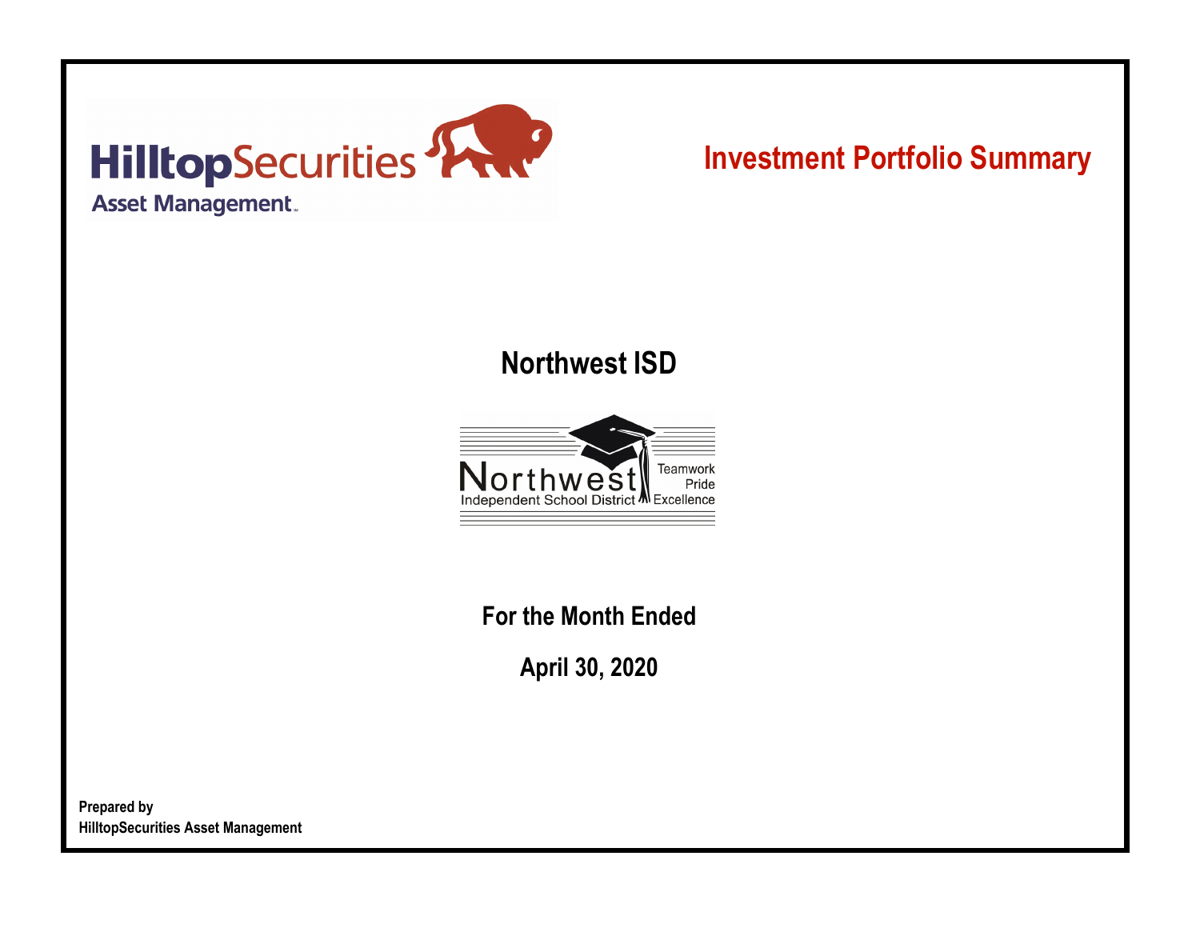HilltopSecurities
Asset Management

# Investment Portfolio Summary

## Northwest ISD

Northwest
Independent School District

Teamwork
Pride
Excellence

**For the Month Ended**

**April 30, 2020**

**Prepared by**
**HilltopSecurities Asset Management**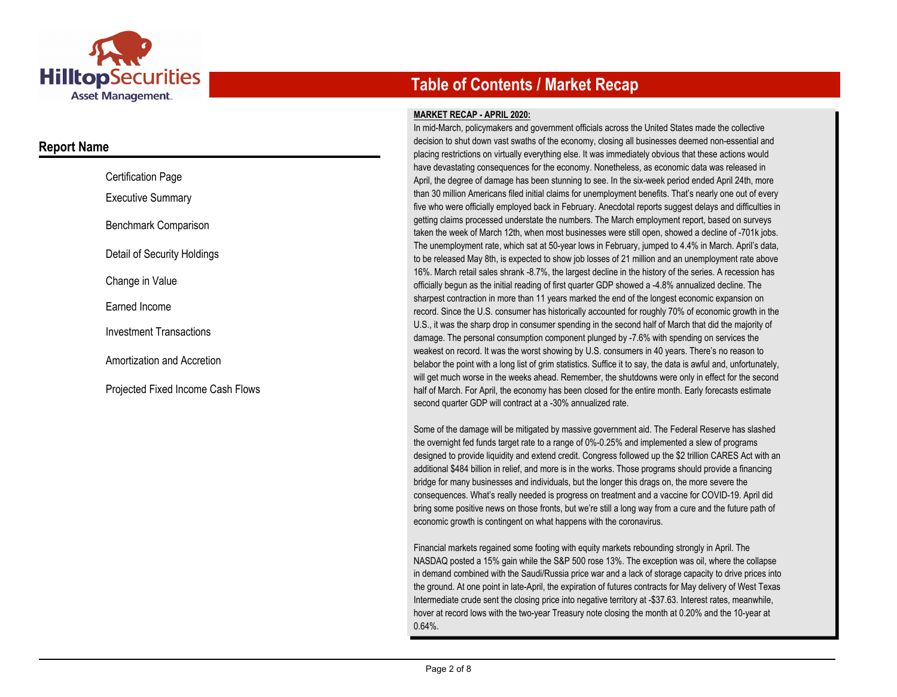# Table of Contents / Market Recap

## Report Name

- Certification Page
- Executive Summary
- Benchmark Comparison
- Detail of Security Holdings
- Change in Value
- Earned Income
- Investment Transactions
- Amortization and Accretion
- Projected Fixed Income Cash Flows

**MARKET RECAP - APRIL 2020:**

In mid-March, policymakers and government officials across the United States made the collective decision to shut down vast swaths of the economy, closing all businesses deemed non-essential and placing restrictions on virtually everything else. It was immediately obvious that these actions would have devastating consequences for the economy. Nonetheless, as economic data was released in April, the degree of damage has been stunning to see. In the six-week period ended April 24th, more than 30 million Americans filed initial claims for unemployment benefits. That's nearly one out of every five who were officially employed back in February. Anecdotal reports suggest delays and difficulties in getting claims processed understate the numbers. The March employment report, based on surveys taken the week of March 12th, when most businesses were still open, showed a decline of -701k jobs. The unemployment rate, which sat at 50-year lows in February, jumped to 4.4% in March. April's data, to be released May 8th, is expected to show job losses of 21 million and an unemployment rate above 16%. March retail sales shrank -8.7%, the largest decline in the history of the series. A recession has officially begun as the initial reading of first quarter GDP showed a -4.8% annualized decline. The sharpest contraction in more than 11 years marked the end of the longest economic expansion on record. Since the U.S. consumer has historically accounted for roughly 70% of economic growth in the U.S., it was the sharp drop in consumer spending in the second half of March that did the majority of damage. The personal consumption component plunged by -7.6% with spending on services the weakest on record. It was the worst showing by U.S. consumers in 40 years. There's no reason to belabor the point with a long list of grim statistics. Suffice it to say, the data is awful and, unfortunately, will get much worse in the weeks ahead. Remember, the shutdowns were only in effect for the second half of March. For April, the economy has been closed for the entire month. Early forecasts estimate second quarter GDP will contract at a -30% annualized rate.

Some of the damage will be mitigated by massive government aid. The Federal Reserve has slashed the overnight fed funds target rate to a range of 0%-0.25% and implemented a slew of programs designed to provide liquidity and extend credit. Congress followed up the $2 trillion CARES Act with an additional $484 billion in relief, and more is in the works. Those programs should provide a financing bridge for many businesses and individuals, but the longer this drags on, the more severe the consequences. What's really needed is progress on treatment and a vaccine for COVID-19. April did bring some positive news on those fronts, but we're still a long way from a cure and the future path of economic growth is contingent on what happens with the coronavirus.

Financial markets regained some footing with equity markets rebounding strongly in April. The NASDAQ posted a 15% gain while the S&P 500 rose 13%. The exception was oil, where the collapse in demand combined with the Saudi/Russia price war and a lack of storage capacity to drive prices into the ground. At one point in late-April, the expiration of futures contracts for May delivery of West Texas Intermediate crude sent the closing price into negative territory at -$37.63. Interest rates, meanwhile, hover at record lows with the two-year Treasury note closing the month at 0.20% and the 10-year at 0.64%.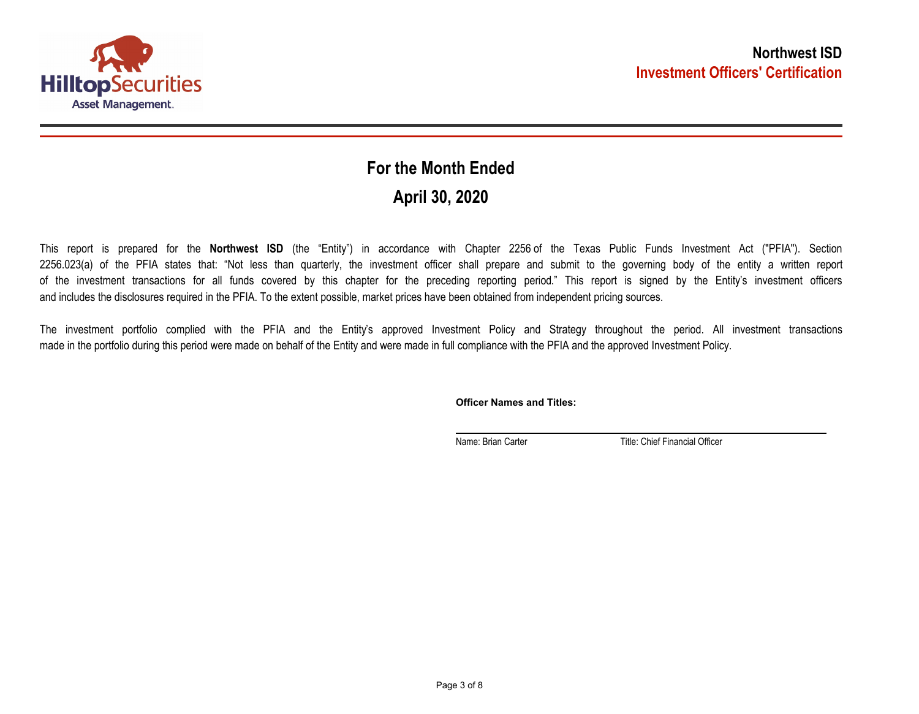HilltopSecurities Asset Management

**Northwest ISD**
**Investment Officers' Certification**

## For the Month Ended

## April 30, 2020

This report is prepared for the **Northwest ISD** (the "Entity") in accordance with Chapter 2256 of the Texas Public Funds Investment Act ("PFIA"). Section 2256.023(a) of the PFIA states that: "Not less than quarterly, the investment officer shall prepare and submit to the governing body of the entity a written report of the investment transactions for all funds covered by this chapter for the preceding reporting period." This report is signed by the Entity's investment officers and includes the disclosures required in the PFIA. To the extent possible, market prices have been obtained from independent pricing sources.

The investment portfolio complied with the PFIA and the Entity's approved Investment Policy and Strategy throughout the period. All investment transactions made in the portfolio during this period were made on behalf of the Entity and were made in full compliance with the PFIA and the approved Investment Policy.

**Officer Names and Titles:**

Name: Brian Carter    Title: Chief Financial Officer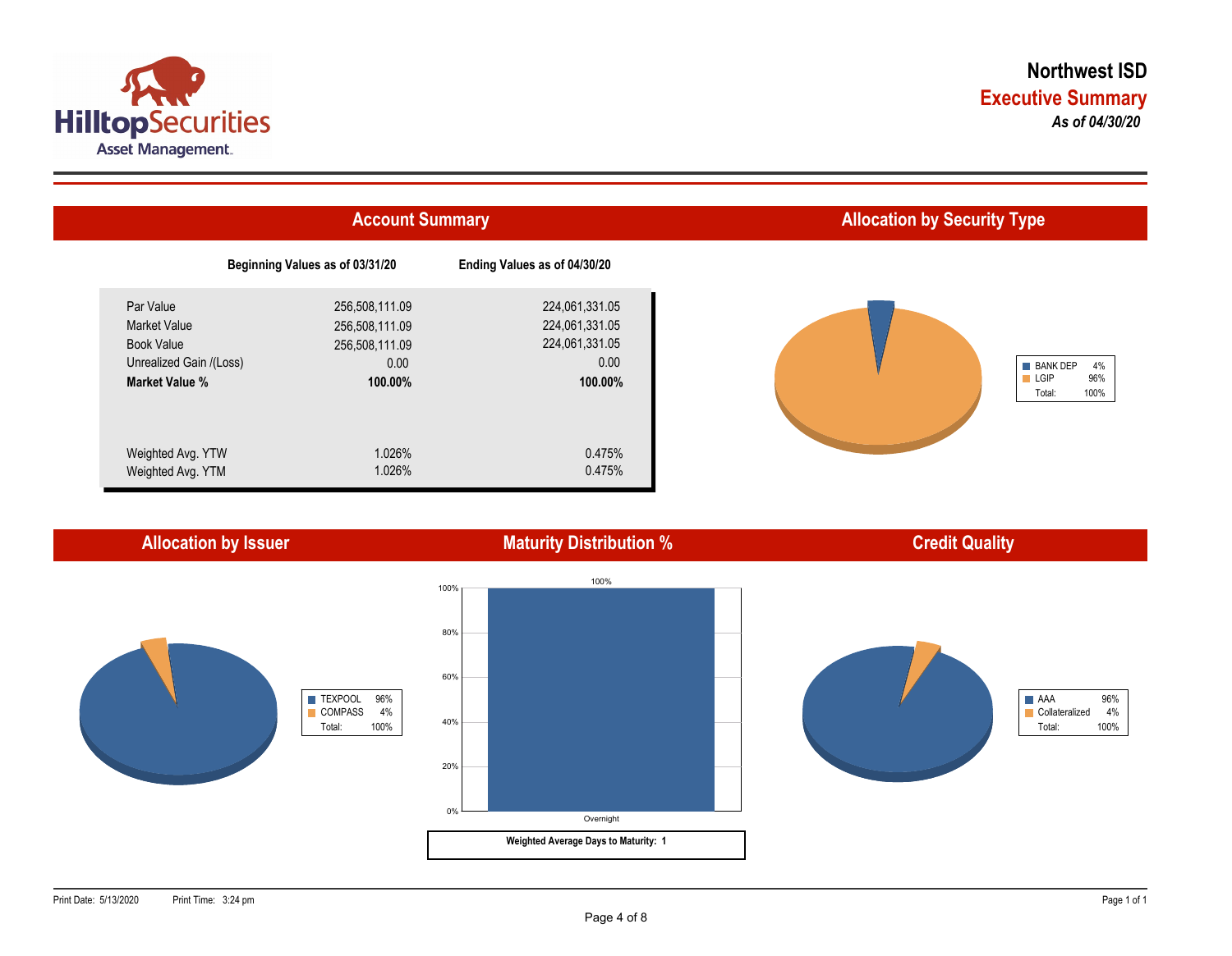# Northwest ISD

## Executive Summary

*As of 04/30/20*

## Account Summary

| | Beginning Values as of 03/31/20 | Ending Values as of 04/30/20 |
|---|---|---|
| Par Value | 256,508,111.09 | 224,061,331.05 |
| Market Value | 256,508,111.09 | 224,061,331.05 |
| Book Value | 256,508,111.09 | 224,061,331.05 |
| Unrealized Gain /(Loss) | 0.00 | 0.00 |
| **Market Value %** | **100.00%** | **100.00%** |
| Weighted Avg. YTW | 1.026% | 0.475% |
| Weighted Avg. YTM | 1.026% | 0.475% |

## Allocation by Security Type

| Type | % |
|---|---|
| BANK DEP | 4% |
| LGIP | 96% |
| Total: | 100% |

## Allocation by Issuer

| Issuer | % |
|---|---|
| TEXPOOL | 96% |
| COMPASS | 4% |
| Total: | 100% |

## Maturity Distribution %

| Maturity | % |
|---|---|
| Overnight | 100% |

**Weighted Average Days to Maturity: 1**

## Credit Quality

| Rating | % |
|---|---|
| AAA | 96% |
| Collateralized | 4% |
| Total: | 100% |

Print Date: 5/13/2020 Print Time: 3:24 pm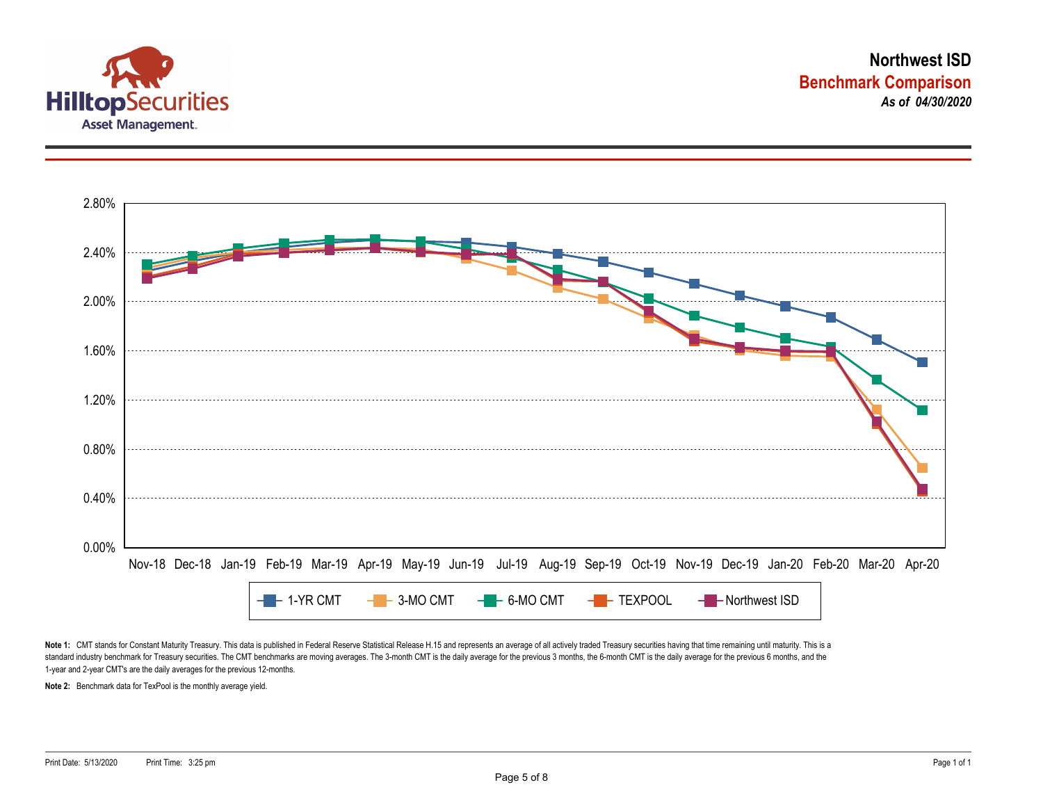# Northwest ISD

## Benchmark Comparison

*As of 04/30/2020*

2.80%
2.40%
2.00%
1.60%
1.20%
0.80%
0.40%
0.00%

Nov-18 Dec-18 Jan-19 Feb-19 Mar-19 Apr-19 May-19 Jun-19 Jul-19 Aug-19 Sep-19 Oct-19 Nov-19 Dec-19 Jan-20 Feb-20 Mar-20 Apr-20

1-YR CMT | 3-MO CMT | 6-MO CMT | TEXPOOL | Northwest ISD

**Note 1:** CMT stands for Constant Maturity Treasury. This data is published in Federal Reserve Statistical Release H.15 and represents an average of all actively traded Treasury securities having that time remaining until maturity. This is a standard industry benchmark for Treasury securities. The CMT benchmarks are moving averages. The 3-month CMT is the daily average for the previous 3 months, the 6-month CMT is the daily average for the previous 6 months, and the 1-year and 2-year CMT's are the daily averages for the previous 12-months.

**Note 2:** Benchmark data for TexPool is the monthly average yield.

Print Date: 5/13/2020 Print Time: 3:25 pm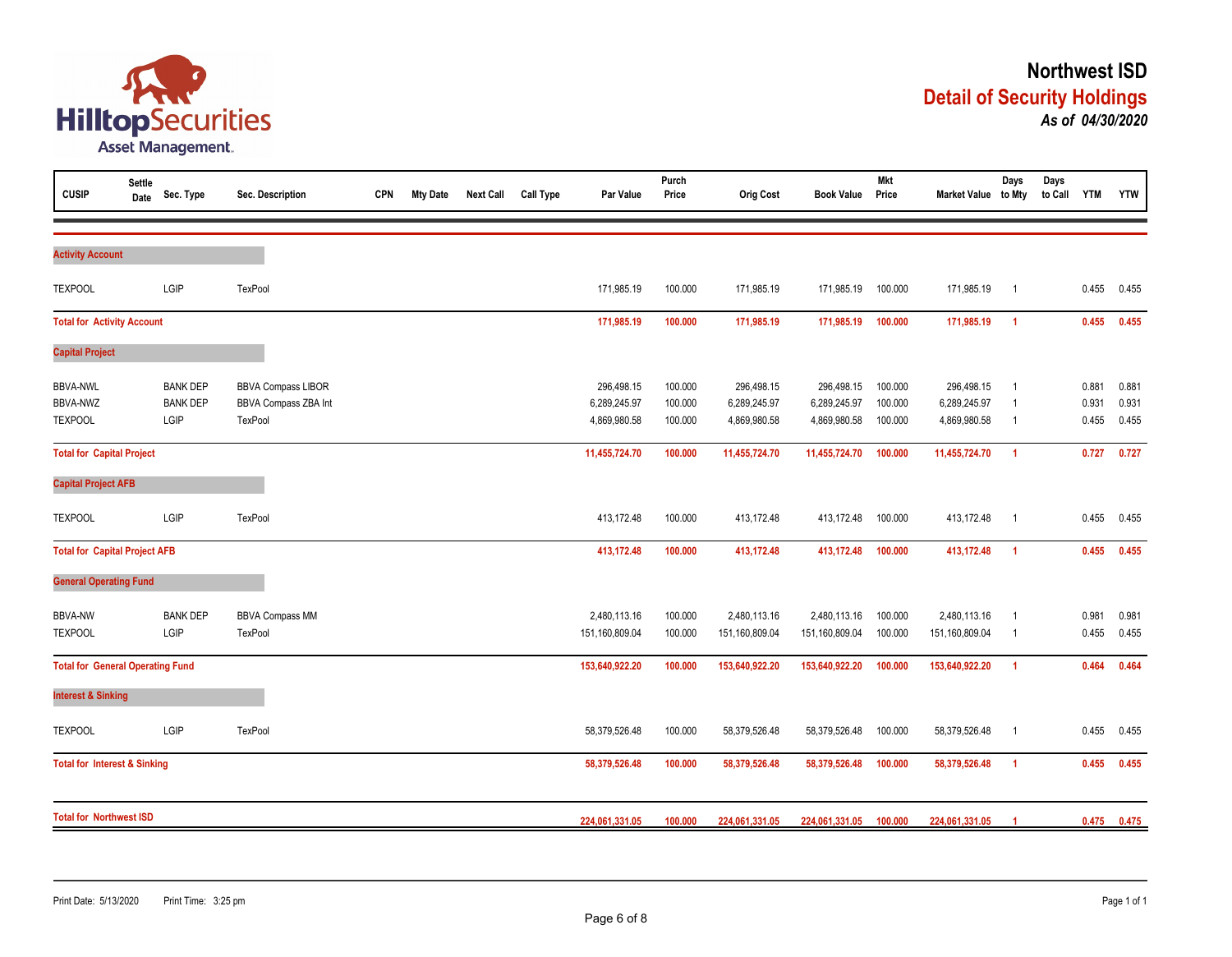# Northwest ISD

## Detail of Security Holdings

*As of 04/30/2020*

| CUSIP | Settle Date | Sec. Type | Sec. Description | CPN | Mty Date | Next Call | Call Type | Par Value | Purch Price | Orig Cost | Book Value | Mkt Price | Market Value | Days to Mty | Days to Call | YTM | YTW |
|---|---|---|---|---|---|---|---|---|---|---|---|---|---|---|---|---|---|
| **Activity Account** | | | | | | | | | | | | | | | | | |
| TEXPOOL | | LGIP | TexPool | | | | | 171,985.19 | 100.000 | 171,985.19 | 171,985.19 | 100.000 | 171,985.19 | 1 | | 0.455 | 0.455 |
| **Total for Activity Account** | | | | | | | | **171,985.19** | **100.000** | **171,985.19** | **171,985.19** | **100.000** | **171,985.19** | **1** | | **0.455** | **0.455** |
| **Capital Project** | | | | | | | | | | | | | | | | | |
| BBVA-NWL | | BANK DEP | BBVA Compass LIBOR | | | | | 296,498.15 | 100.000 | 296,498.15 | 296,498.15 | 100.000 | 296,498.15 | 1 | | 0.881 | 0.881 |
| BBVA-NWZ | | BANK DEP | BBVA Compass ZBA Int | | | | | 6,289,245.97 | 100.000 | 6,289,245.97 | 6,289,245.97 | 100.000 | 6,289,245.97 | 1 | | 0.931 | 0.931 |
| TEXPOOL | | LGIP | TexPool | | | | | 4,869,980.58 | 100.000 | 4,869,980.58 | 4,869,980.58 | 100.000 | 4,869,980.58 | 1 | | 0.455 | 0.455 |
| **Total for Capital Project** | | | | | | | | **11,455,724.70** | **100.000** | **11,455,724.70** | **11,455,724.70** | **100.000** | **11,455,724.70** | **1** | | **0.727** | **0.727** |
| **Capital Project AFB** | | | | | | | | | | | | | | | | | |
| TEXPOOL | | LGIP | TexPool | | | | | 413,172.48 | 100.000 | 413,172.48 | 413,172.48 | 100.000 | 413,172.48 | 1 | | 0.455 | 0.455 |
| **Total for Capital Project AFB** | | | | | | | | **413,172.48** | **100.000** | **413,172.48** | **413,172.48** | **100.000** | **413,172.48** | **1** | | **0.455** | **0.455** |
| **General Operating Fund** | | | | | | | | | | | | | | | | | |
| BBVA-NW | | BANK DEP | BBVA Compass MM | | | | | 2,480,113.16 | 100.000 | 2,480,113.16 | 2,480,113.16 | 100.000 | 2,480,113.16 | 1 | | 0.981 | 0.981 |
| TEXPOOL | | LGIP | TexPool | | | | | 151,160,809.04 | 100.000 | 151,160,809.04 | 151,160,809.04 | 100.000 | 151,160,809.04 | 1 | | 0.455 | 0.455 |
| **Total for General Operating Fund** | | | | | | | | **153,640,922.20** | **100.000** | **153,640,922.20** | **153,640,922.20** | **100.000** | **153,640,922.20** | **1** | | **0.464** | **0.464** |
| **Interest & Sinking** | | | | | | | | | | | | | | | | | |
| TEXPOOL | | LGIP | TexPool | | | | | 58,379,526.48 | 100.000 | 58,379,526.48 | 58,379,526.48 | 100.000 | 58,379,526.48 | 1 | | 0.455 | 0.455 |
| **Total for Interest & Sinking** | | | | | | | | **58,379,526.48** | **100.000** | **58,379,526.48** | **58,379,526.48** | **100.000** | **58,379,526.48** | **1** | | **0.455** | **0.455** |
| **Total for Northwest ISD** | | | | | | | | **224,061,331.05** | **100.000** | **224,061,331.05** | **224,061,331.05** | **100.000** | **224,061,331.05** | **1** | | **0.475** | **0.475** |

Print Date: 5/13/2020 Print Time: 3:25 pm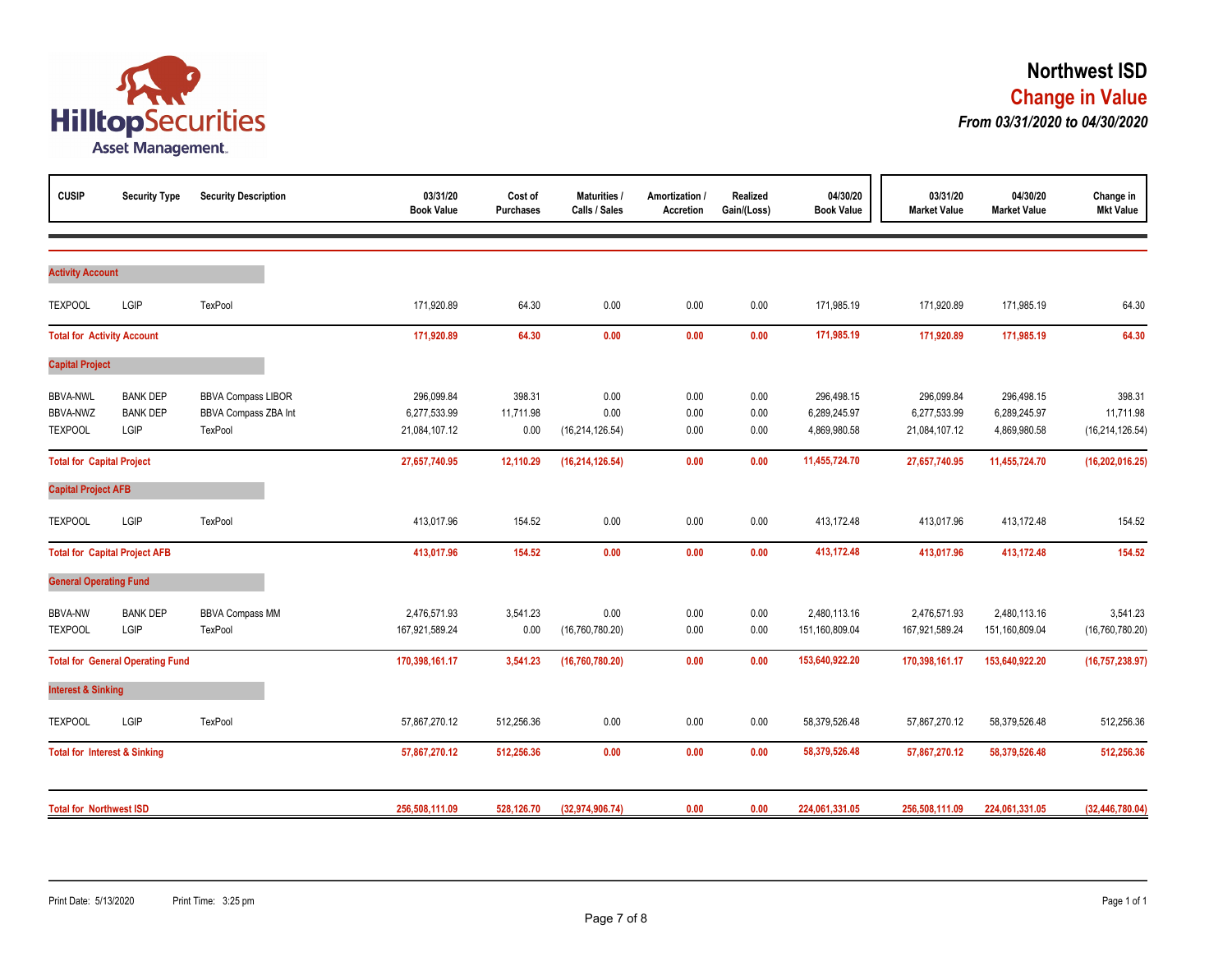# Northwest ISD

## Change in Value

### *From 03/31/2020 to 04/30/2020*

| CUSIP | Security Type | Security Description | 03/31/20 Book Value | Cost of Purchases | Maturities / Calls / Sales | Amortization / Accretion | Realized Gain/(Loss) | 04/30/20 Book Value | 03/31/20 Market Value | 04/30/20 Market Value | Change in Mkt Value |
|---|---|---|---|---|---|---|---|---|---|---|---|
| **Activity Account** | | | | | | | | | | | |
| TEXPOOL | LGIP | TexPool | 171,920.89 | 64.30 | 0.00 | 0.00 | 0.00 | 171,985.19 | 171,920.89 | 171,985.19 | 64.30 |
| **Total for Activity Account** | | | **171,920.89** | **64.30** | **0.00** | **0.00** | **0.00** | **171,985.19** | **171,920.89** | **171,985.19** | **64.30** |
| **Capital Project** | | | | | | | | | | | |
| BBVA-NWL | BANK DEP | BBVA Compass LIBOR | 296,099.84 | 398.31 | 0.00 | 0.00 | 0.00 | 296,498.15 | 296,099.84 | 296,498.15 | 398.31 |
| BBVA-NWZ | BANK DEP | BBVA Compass ZBA Int | 6,277,533.99 | 11,711.98 | 0.00 | 0.00 | 0.00 | 6,289,245.97 | 6,277,533.99 | 6,289,245.97 | 11,711.98 |
| TEXPOOL | LGIP | TexPool | 21,084,107.12 | 0.00 | (16,214,126.54) | 0.00 | 0.00 | 4,869,980.58 | 21,084,107.12 | 4,869,980.58 | (16,214,126.54) |
| **Total for Capital Project** | | | **27,657,740.95** | **12,110.29** | **(16,214,126.54)** | **0.00** | **0.00** | **11,455,724.70** | **27,657,740.95** | **11,455,724.70** | **(16,202,016.25)** |
| **Capital Project AFB** | | | | | | | | | | | |
| TEXPOOL | LGIP | TexPool | 413,017.96 | 154.52 | 0.00 | 0.00 | 0.00 | 413,172.48 | 413,017.96 | 413,172.48 | 154.52 |
| **Total for Capital Project AFB** | | | **413,017.96** | **154.52** | **0.00** | **0.00** | **0.00** | **413,172.48** | **413,017.96** | **413,172.48** | **154.52** |
| **General Operating Fund** | | | | | | | | | | | |
| BBVA-NW | BANK DEP | BBVA Compass MM | 2,476,571.93 | 3,541.23 | 0.00 | 0.00 | 0.00 | 2,480,113.16 | 2,476,571.93 | 2,480,113.16 | 3,541.23 |
| TEXPOOL | LGIP | TexPool | 167,921,589.24 | 0.00 | (16,760,780.20) | 0.00 | 0.00 | 151,160,809.04 | 167,921,589.24 | 151,160,809.04 | (16,760,780.20) |
| **Total for General Operating Fund** | | | **170,398,161.17** | **3,541.23** | **(16,760,780.20)** | **0.00** | **0.00** | **153,640,922.20** | **170,398,161.17** | **153,640,922.20** | **(16,757,238.97)** |
| **Interest & Sinking** | | | | | | | | | | | |
| TEXPOOL | LGIP | TexPool | 57,867,270.12 | 512,256.36 | 0.00 | 0.00 | 0.00 | 58,379,526.48 | 57,867,270.12 | 58,379,526.48 | 512,256.36 |
| **Total for Interest & Sinking** | | | **57,867,270.12** | **512,256.36** | **0.00** | **0.00** | **0.00** | **58,379,526.48** | **57,867,270.12** | **58,379,526.48** | **512,256.36** |
| **Total for Northwest ISD** | | | **256,508,111.09** | **528,126.70** | **(32,974,906.74)** | **0.00** | **0.00** | **224,061,331.05** | **256,508,111.09** | **224,061,331.05** | **(32,446,780.04)** |

Print Date: 5/13/2020 Print Time: 3:25 pm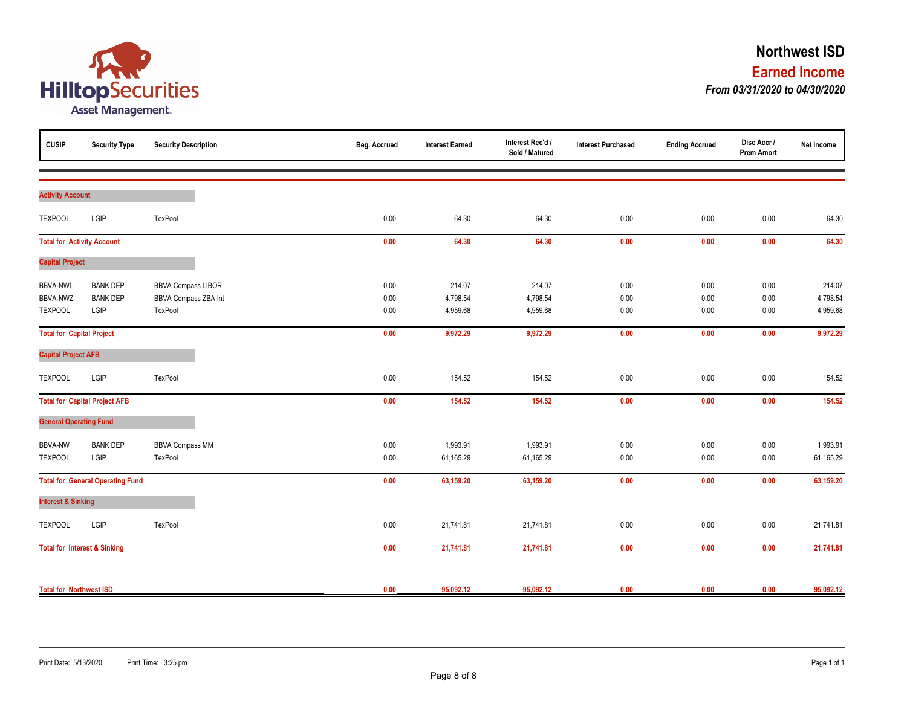Hilltop Securities Asset Management

# Northwest ISD

## Earned Income

***From 03/31/2020 to 04/30/2020***

| CUSIP | Security Type | Security Description | Beg. Accrued | Interest Earned | Interest Rec'd / Sold / Matured | Interest Purchased | Ending Accrued | Disc Accr / Prem Amort | Net Income |
|---|---|---|---|---|---|---|---|---|---|
| **Activity Account** | | | | | | | | | |
| TEXPOOL | LGIP | TexPool | 0.00 | 64.30 | 64.30 | 0.00 | 0.00 | 0.00 | 64.30 |
| **Total for Activity Account** | | | **0.00** | **64.30** | **64.30** | **0.00** | **0.00** | **0.00** | **64.30** |
| **Capital Project** | | | | | | | | | |
| BBVA-NWL | BANK DEP | BBVA Compass LIBOR | 0.00 | 214.07 | 214.07 | 0.00 | 0.00 | 0.00 | 214.07 |
| BBVA-NWZ | BANK DEP | BBVA Compass ZBA Int | 0.00 | 4,798.54 | 4,798.54 | 0.00 | 0.00 | 0.00 | 4,798.54 |
| TEXPOOL | LGIP | TexPool | 0.00 | 4,959.68 | 4,959.68 | 0.00 | 0.00 | 0.00 | 4,959.68 |
| **Total for Capital Project** | | | **0.00** | **9,972.29** | **9,972.29** | **0.00** | **0.00** | **0.00** | **9,972.29** |
| **Capital Project AFB** | | | | | | | | | |
| TEXPOOL | LGIP | TexPool | 0.00 | 154.52 | 154.52 | 0.00 | 0.00 | 0.00 | 154.52 |
| **Total for Capital Project AFB** | | | **0.00** | **154.52** | **154.52** | **0.00** | **0.00** | **0.00** | **154.52** |
| **General Operating Fund** | | | | | | | | | |
| BBVA-NW | BANK DEP | BBVA Compass MM | 0.00 | 1,993.91 | 1,993.91 | 0.00 | 0.00 | 0.00 | 1,993.91 |
| TEXPOOL | LGIP | TexPool | 0.00 | 61,165.29 | 61,165.29 | 0.00 | 0.00 | 0.00 | 61,165.29 |
| **Total for General Operating Fund** | | | **0.00** | **63,159.20** | **63,159.20** | **0.00** | **0.00** | **0.00** | **63,159.20** |
| **Interest & Sinking** | | | | | | | | | |
| TEXPOOL | LGIP | TexPool | 0.00 | 21,741.81 | 21,741.81 | 0.00 | 0.00 | 0.00 | 21,741.81 |
| **Total for Interest & Sinking** | | | **0.00** | **21,741.81** | **21,741.81** | **0.00** | **0.00** | **0.00** | **21,741.81** |
| **Total for Northwest ISD** | | | **0.00** | **95,092.12** | **95,092.12** | **0.00** | **0.00** | **0.00** | **95,092.12** |

Print Date: 5/13/2020 Print Time: 3:25 pm Page 1 of 1